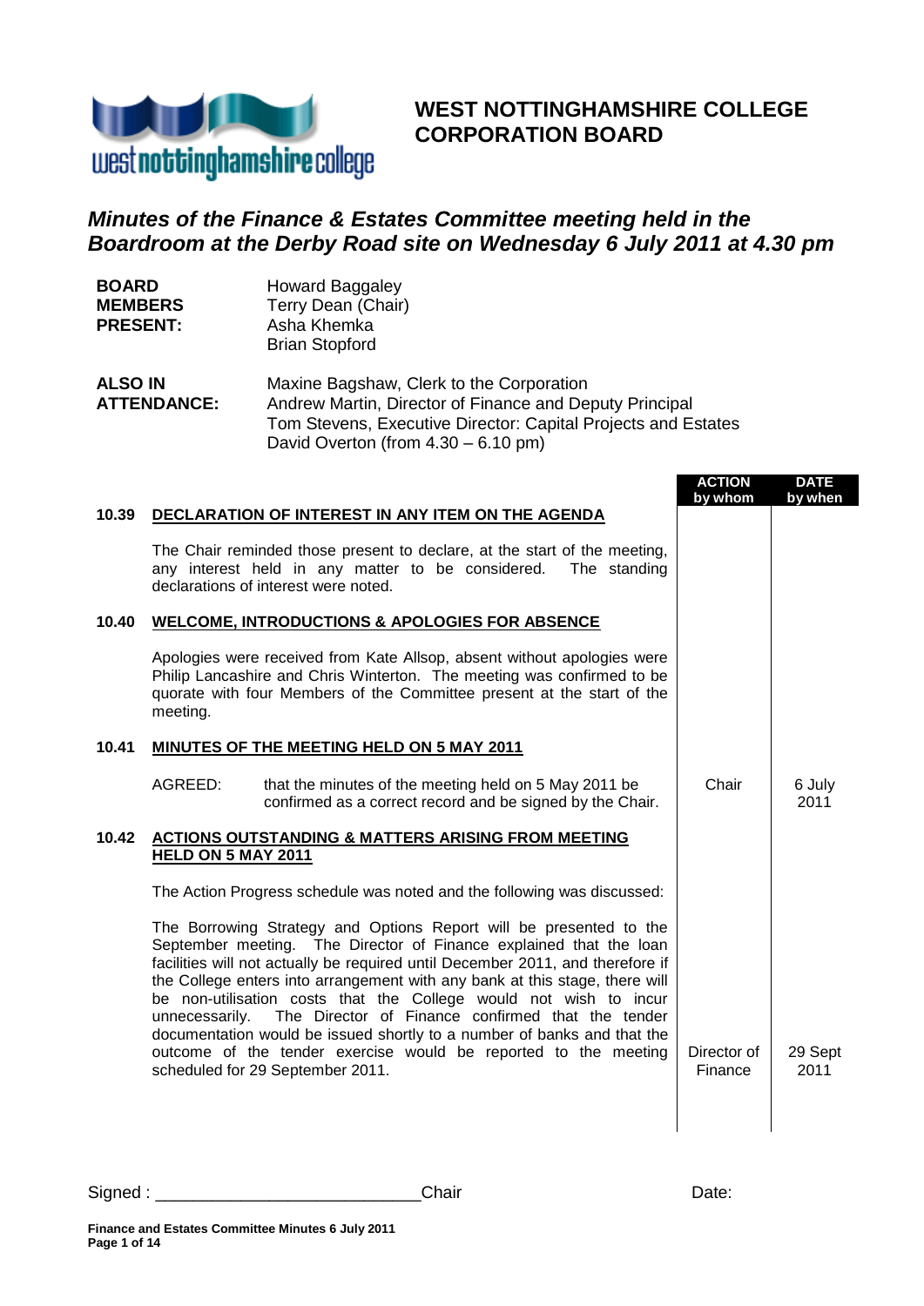# WEST NOTTINGHAMSHIRE COLLEGE CORPORATION BOARD

## *Minutes of the Finance & Estates Committee meeting held in the Boardroom at the Derby Road site on Wednesday 6 July 2011 at 4.30 pm*

| | |
|---|---|
| **BOARD MEMBERS PRESENT:** | Howard Baggaley<br>Terry Dean (Chair)<br>Asha Khemka<br>Brian Stopford |
| **ALSO IN ATTENDANCE:** | Maxine Bagshaw, Clerk to the Corporation<br>Andrew Martin, Director of Finance and Deputy Principal<br>Tom Stevens, Executive Director: Capital Projects and Estates<br>David Overton (from 4.30 – 6.10 pm) |

| | | ACTION by whom | DATE by when |
|---|---|---|---|
| **10.39** | **DECLARATION OF INTEREST IN ANY ITEM ON THE AGENDA** | | |
| | The Chair reminded those present to declare, at the start of the meeting, any interest held in any matter to be considered. The standing declarations of interest were noted. | | |
| **10.40** | **WELCOME, INTRODUCTIONS & APOLOGIES FOR ABSENCE** | | |
| | Apologies were received from Kate Allsop, absent without apologies were Philip Lancashire and Chris Winterton. The meeting was confirmed to be quorate with four Members of the Committee present at the start of the meeting. | | |
| **10.41** | **MINUTES OF THE MEETING HELD ON 5 MAY 2011** | | |
| | AGREED: that the minutes of the meeting held on 5 May 2011 be confirmed as a correct record and be signed by the Chair. | Chair | 6 July 2011 |
| **10.42** | **ACTIONS OUTSTANDING & MATTERS ARISING FROM MEETING HELD ON 5 MAY 2011** | | |
| | The Action Progress schedule was noted and the following was discussed: | | |
| | The Borrowing Strategy and Options Report will be presented to the September meeting. The Director of Finance explained that the loan facilities will not actually be required until December 2011, and therefore if the College enters into arrangement with any bank at this stage, there will be non-utilisation costs that the College would not wish to incur unnecessarily. The Director of Finance confirmed that the tender documentation would be issued shortly to a number of banks and that the outcome of the tender exercise would be reported to the meeting scheduled for 29 September 2011. | Director of Finance | 29 Sept 2011 |

Signed : ___________________________Chair Date: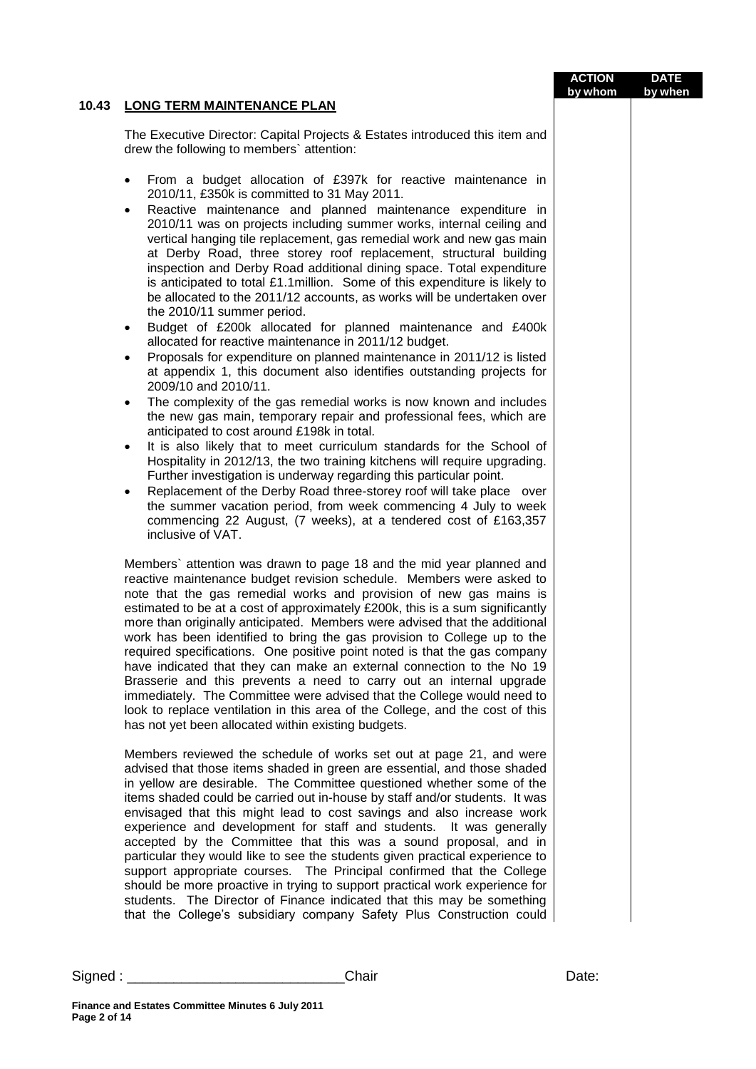| | ACTION by whom | DATE by when |
|---|---|---|

## 10.43 LONG TERM MAINTENANCE PLAN

The Executive Director: Capital Projects & Estates introduced this item and drew the following to members` attention:

- From a budget allocation of £397k for reactive maintenance in 2010/11, £350k is committed to 31 May 2011.
- Reactive maintenance and planned maintenance expenditure in 2010/11 was on projects including summer works, internal ceiling and vertical hanging tile replacement, gas remedial work and new gas main at Derby Road, three storey roof replacement, structural building inspection and Derby Road additional dining space. Total expenditure is anticipated to total £1.1million. Some of this expenditure is likely to be allocated to the 2011/12 accounts, as works will be undertaken over the 2010/11 summer period.
- Budget of £200k allocated for planned maintenance and £400k allocated for reactive maintenance in 2011/12 budget.
- Proposals for expenditure on planned maintenance in 2011/12 is listed at appendix 1, this document also identifies outstanding projects for 2009/10 and 2010/11.
- The complexity of the gas remedial works is now known and includes the new gas main, temporary repair and professional fees, which are anticipated to cost around £198k in total.
- It is also likely that to meet curriculum standards for the School of Hospitality in 2012/13, the two training kitchens will require upgrading. Further investigation is underway regarding this particular point.
- Replacement of the Derby Road three-storey roof will take place over the summer vacation period, from week commencing 4 July to week commencing 22 August, (7 weeks), at a tendered cost of £163,357 inclusive of VAT.

Members` attention was drawn to page 18 and the mid year planned and reactive maintenance budget revision schedule. Members were asked to note that the gas remedial works and provision of new gas mains is estimated to be at a cost of approximately £200k, this is a sum significantly more than originally anticipated. Members were advised that the additional work has been identified to bring the gas provision to College up to the required specifications. One positive point noted is that the gas company have indicated that they can make an external connection to the No 19 Brasserie and this prevents a need to carry out an internal upgrade immediately. The Committee were advised that the College would need to look to replace ventilation in this area of the College, and the cost of this has not yet been allocated within existing budgets.

Members reviewed the schedule of works set out at page 21, and were advised that those items shaded in green are essential, and those shaded in yellow are desirable. The Committee questioned whether some of the items shaded could be carried out in-house by staff and/or students. It was envisaged that this might lead to cost savings and also increase work experience and development for staff and students. It was generally accepted by the Committee that this was a sound proposal, and in particular they would like to see the students given practical experience to support appropriate courses. The Principal confirmed that the College should be more proactive in trying to support practical work experience for students. The Director of Finance indicated that this may be something that the College's subsidiary company Safety Plus Construction could

Signed : ____________________________Chair Date: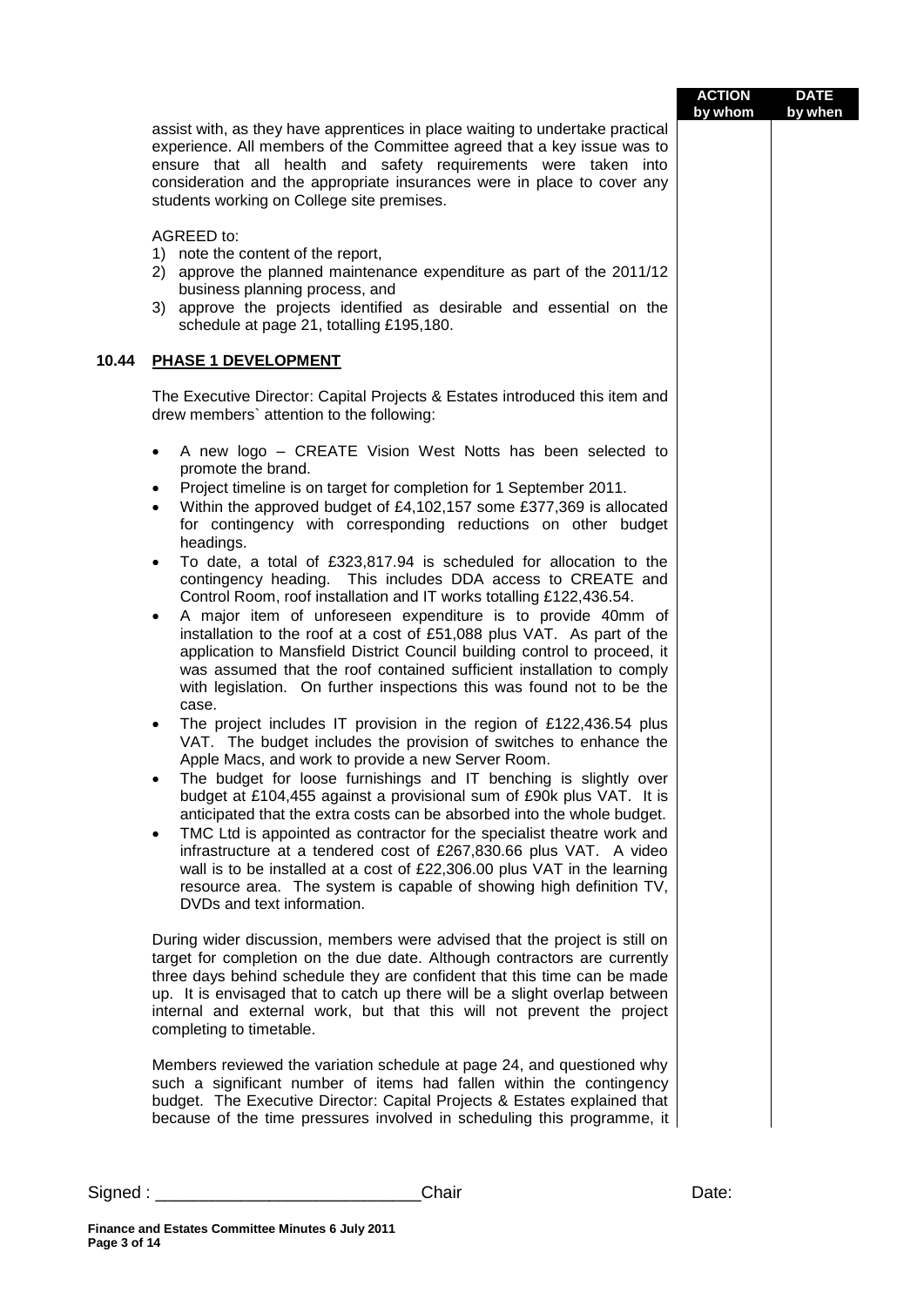assist with, as they have apprentices in place waiting to undertake practical experience. All members of the Committee agreed that a key issue was to ensure that all health and safety requirements were taken into consideration and the appropriate insurances were in place to cover any students working on College site premises.

AGREED to:

1) note the content of the report,
2) approve the planned maintenance expenditure as part of the 2011/12 business planning process, and
3) approve the projects identified as desirable and essential on the schedule at page 21, totalling £195,180.

## 10.44 PHASE 1 DEVELOPMENT

The Executive Director: Capital Projects & Estates introduced this item and drew members` attention to the following:

- A new logo – CREATE Vision West Notts has been selected to promote the brand.
- Project timeline is on target for completion for 1 September 2011.
- Within the approved budget of £4,102,157 some £377,369 is allocated for contingency with corresponding reductions on other budget headings.
- To date, a total of £323,817.94 is scheduled for allocation to the contingency heading. This includes DDA access to CREATE and Control Room, roof installation and IT works totalling £122,436.54.
- A major item of unforeseen expenditure is to provide 40mm of installation to the roof at a cost of £51,088 plus VAT. As part of the application to Mansfield District Council building control to proceed, it was assumed that the roof contained sufficient installation to comply with legislation. On further inspections this was found not to be the case.
- The project includes IT provision in the region of £122,436.54 plus VAT. The budget includes the provision of switches to enhance the Apple Macs, and work to provide a new Server Room.
- The budget for loose furnishings and IT benching is slightly over budget at £104,455 against a provisional sum of £90k plus VAT. It is anticipated that the extra costs can be absorbed into the whole budget.
- TMC Ltd is appointed as contractor for the specialist theatre work and infrastructure at a tendered cost of £267,830.66 plus VAT. A video wall is to be installed at a cost of £22,306.00 plus VAT in the learning resource area. The system is capable of showing high definition TV, DVDs and text information.

During wider discussion, members were advised that the project is still on target for completion on the due date. Although contractors are currently three days behind schedule they are confident that this time can be made up. It is envisaged that to catch up there will be a slight overlap between internal and external work, but that this will not prevent the project completing to timetable.

Members reviewed the variation schedule at page 24, and questioned why such a significant number of items had fallen within the contingency budget. The Executive Director: Capital Projects & Estates explained that because of the time pressures involved in scheduling this programme, it

Signed : \_\_\_\_\_\_\_\_\_\_\_\_\_\_\_\_\_\_\_\_\_\_\_\_\_\_\_\_Chair Date: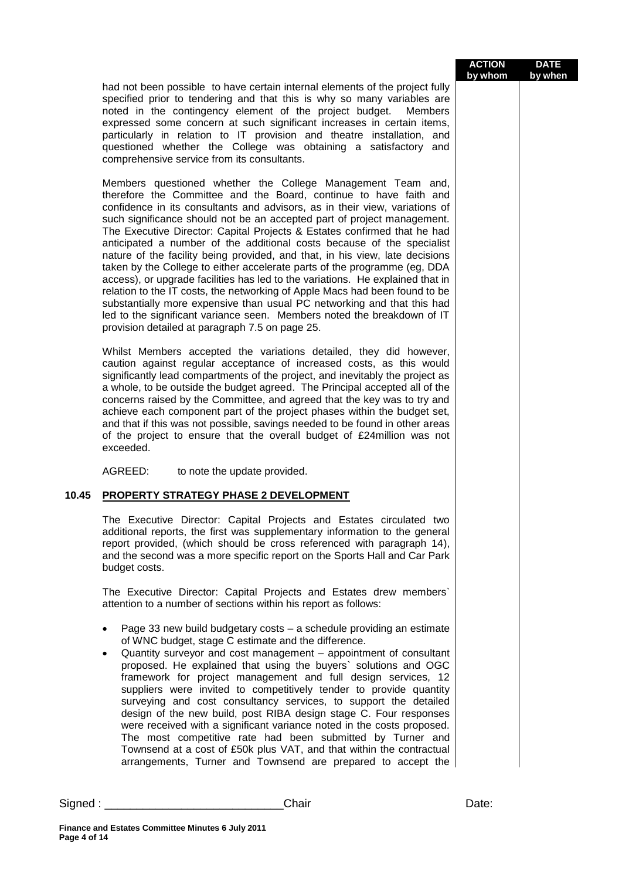| | ACTION by whom | DATE by when |
|---|---|---|
| | | |

had not been possible to have certain internal elements of the project fully specified prior to tendering and that this is why so many variables are noted in the contingency element of the project budget. Members expressed some concern at such significant increases in certain items, particularly in relation to IT provision and theatre installation, and questioned whether the College was obtaining a satisfactory and comprehensive service from its consultants.

Members questioned whether the College Management Team and, therefore the Committee and the Board, continue to have faith and confidence in its consultants and advisors, as in their view, variations of such significance should not be an accepted part of project management. The Executive Director: Capital Projects & Estates confirmed that he had anticipated a number of the additional costs because of the specialist nature of the facility being provided, and that, in his view, late decisions taken by the College to either accelerate parts of the programme (eg, DDA access), or upgrade facilities has led to the variations. He explained that in relation to the IT costs, the networking of Apple Macs had been found to be substantially more expensive than usual PC networking and that this had led to the significant variance seen. Members noted the breakdown of IT provision detailed at paragraph 7.5 on page 25.

Whilst Members accepted the variations detailed, they did however, caution against regular acceptance of increased costs, as this would significantly lead compartments of the project, and inevitably the project as a whole, to be outside the budget agreed. The Principal accepted all of the concerns raised by the Committee, and agreed that the key was to try and achieve each component part of the project phases within the budget set, and that if this was not possible, savings needed to be found in other areas of the project to ensure that the overall budget of £24million was not exceeded.

AGREED: to note the update provided.

## 10.45 PROPERTY STRATEGY PHASE 2 DEVELOPMENT

The Executive Director: Capital Projects and Estates circulated two additional reports, the first was supplementary information to the general report provided, (which should be cross referenced with paragraph 14), and the second was a more specific report on the Sports Hall and Car Park budget costs.

The Executive Director: Capital Projects and Estates drew members` attention to a number of sections within his report as follows:

- Page 33 new build budgetary costs – a schedule providing an estimate of WNC budget, stage C estimate and the difference.
- Quantity surveyor and cost management – appointment of consultant proposed. He explained that using the buyers` solutions and OGC framework for project management and full design services, 12 suppliers were invited to competitively tender to provide quantity surveying and cost consultancy services, to support the detailed design of the new build, post RIBA design stage C. Four responses were received with a significant variance noted in the costs proposed. The most competitive rate had been submitted by Turner and Townsend at a cost of £50k plus VAT, and that within the contractual arrangements, Turner and Townsend are prepared to accept the

Signed : ___________________________Chair Date: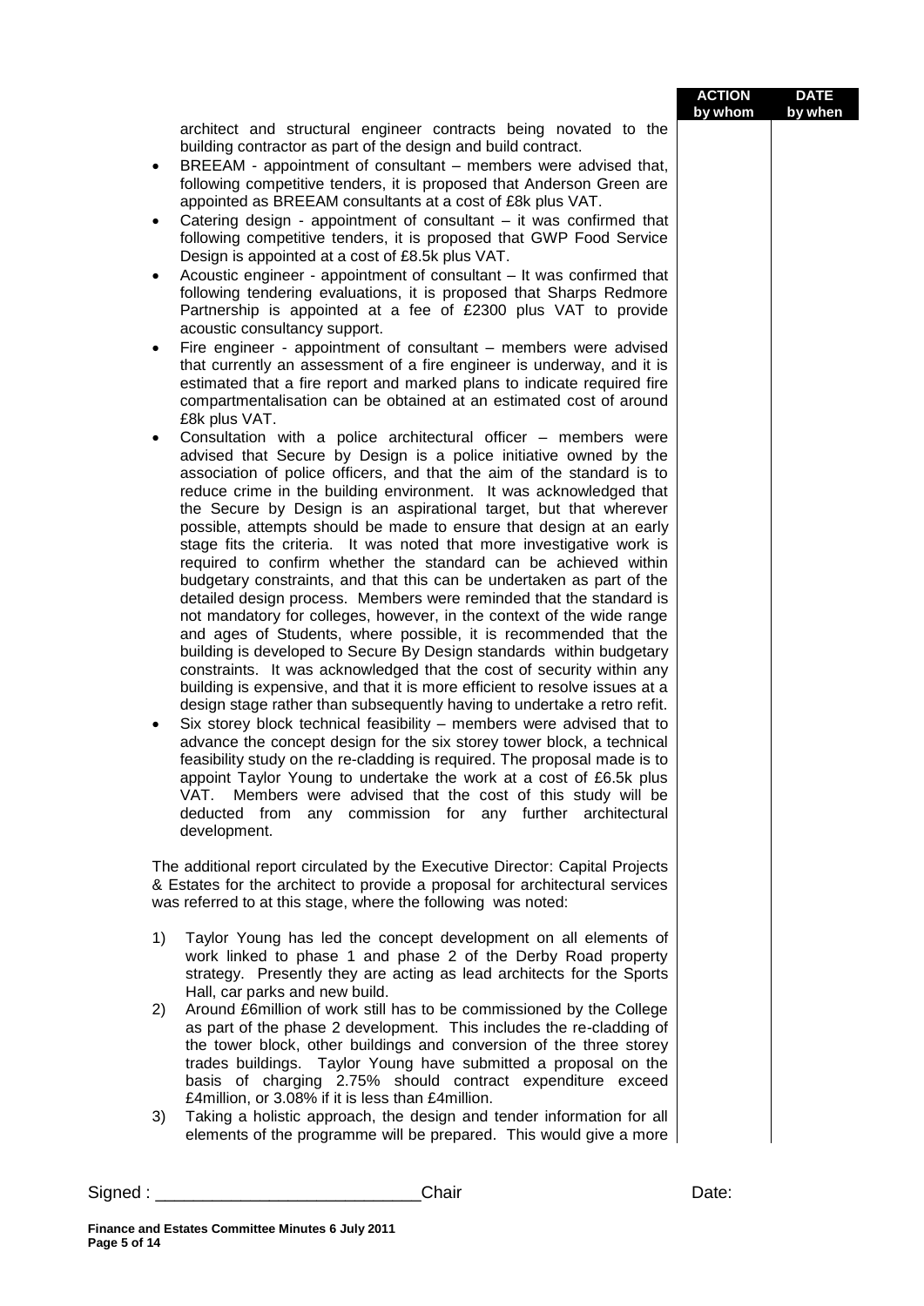| | ACTION by whom | DATE by when |
|---|---|---|

architect and structural engineer contracts being novated to the building contractor as part of the design and build contract.

- BREEAM - appointment of consultant – members were advised that, following competitive tenders, it is proposed that Anderson Green are appointed as BREEAM consultants at a cost of £8k plus VAT.
- Catering design - appointment of consultant – it was confirmed that following competitive tenders, it is proposed that GWP Food Service Design is appointed at a cost of £8.5k plus VAT.
- Acoustic engineer - appointment of consultant – It was confirmed that following tendering evaluations, it is proposed that Sharps Redmore Partnership is appointed at a fee of £2300 plus VAT to provide acoustic consultancy support.
- Fire engineer - appointment of consultant – members were advised that currently an assessment of a fire engineer is underway, and it is estimated that a fire report and marked plans to indicate required fire compartmentalisation can be obtained at an estimated cost of around £8k plus VAT.
- Consultation with a police architectural officer – members were advised that Secure by Design is a police initiative owned by the association of police officers, and that the aim of the standard is to reduce crime in the building environment. It was acknowledged that the Secure by Design is an aspirational target, but that wherever possible, attempts should be made to ensure that design at an early stage fits the criteria. It was noted that more investigative work is required to confirm whether the standard can be achieved within budgetary constraints, and that this can be undertaken as part of the detailed design process. Members were reminded that the standard is not mandatory for colleges, however, in the context of the wide range and ages of Students, where possible, it is recommended that the building is developed to Secure By Design standards within budgetary constraints. It was acknowledged that the cost of security within any building is expensive, and that it is more efficient to resolve issues at a design stage rather than subsequently having to undertake a retro refit.
- Six storey block technical feasibility – members were advised that to advance the concept design for the six storey tower block, a technical feasibility study on the re-cladding is required. The proposal made is to appoint Taylor Young to undertake the work at a cost of £6.5k plus VAT. Members were advised that the cost of this study will be deducted from any commission for any further architectural development.

The additional report circulated by the Executive Director: Capital Projects & Estates for the architect to provide a proposal for architectural services was referred to at this stage, where the following was noted:

1) Taylor Young has led the concept development on all elements of work linked to phase 1 and phase 2 of the Derby Road property strategy. Presently they are acting as lead architects for the Sports Hall, car parks and new build.
2) Around £6million of work still has to be commissioned by the College as part of the phase 2 development. This includes the re-cladding of the tower block, other buildings and conversion of the three storey trades buildings. Taylor Young have submitted a proposal on the basis of charging 2.75% should contract expenditure exceed £4million, or 3.08% if it is less than £4million.
3) Taking a holistic approach, the design and tender information for all elements of the programme will be prepared. This would give a more

Signed : ___________________________Chair Date: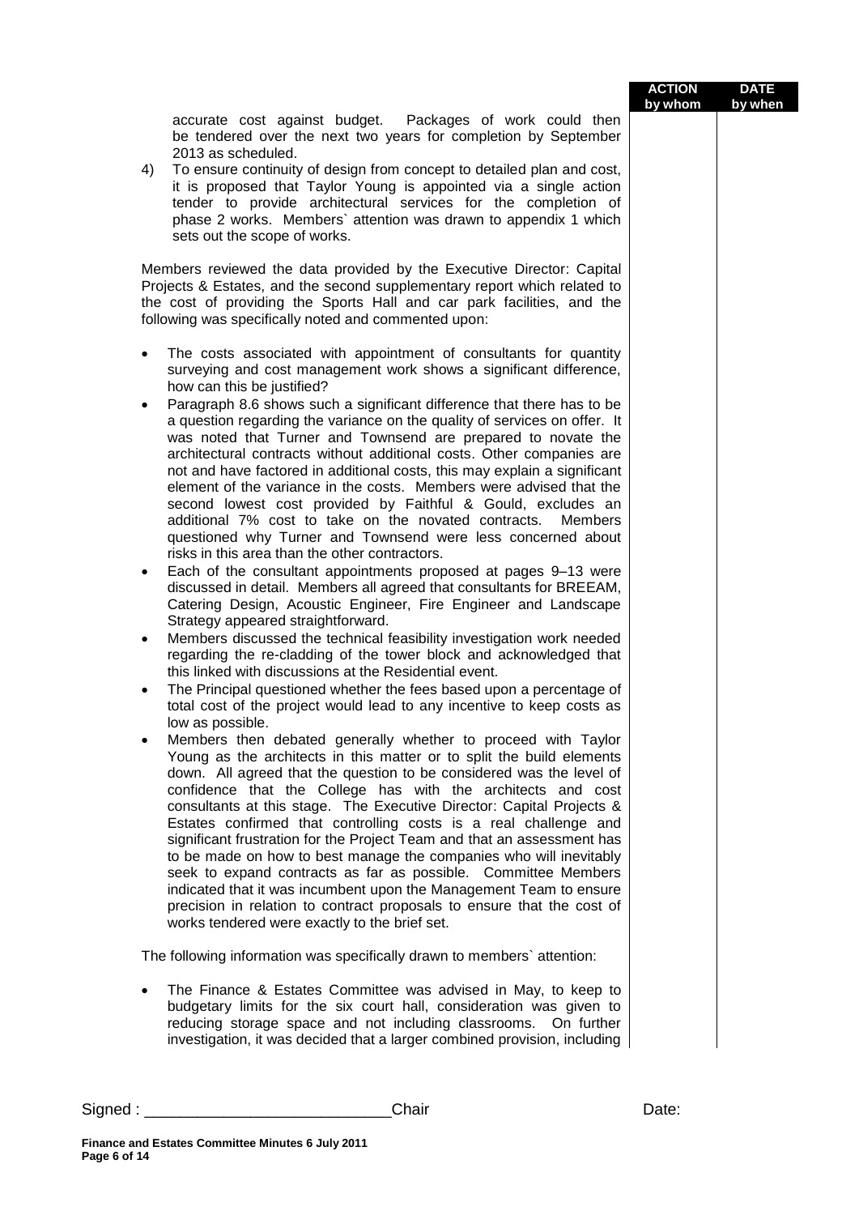| | ACTION by whom | DATE by when |
|---|---|---|
| accurate cost against budget. Packages of work could then be tendered over the next two years for completion by September 2013 as scheduled. | | |

4) To ensure continuity of design from concept to detailed plan and cost, it is proposed that Taylor Young is appointed via a single action tender to provide architectural services for the completion of phase 2 works. Members` attention was drawn to appendix 1 which sets out the scope of works.

Members reviewed the data provided by the Executive Director: Capital Projects & Estates, and the second supplementary report which related to the cost of providing the Sports Hall and car park facilities, and the following was specifically noted and commented upon:

- The costs associated with appointment of consultants for quantity surveying and cost management work shows a significant difference, how can this be justified?
- Paragraph 8.6 shows such a significant difference that there has to be a question regarding the variance on the quality of services on offer. It was noted that Turner and Townsend are prepared to novate the architectural contracts without additional costs. Other companies are not and have factored in additional costs, this may explain a significant element of the variance in the costs. Members were advised that the second lowest cost provided by Faithful & Gould, excludes an additional 7% cost to take on the novated contracts. Members questioned why Turner and Townsend were less concerned about risks in this area than the other contractors.
- Each of the consultant appointments proposed at pages 9–13 were discussed in detail. Members all agreed that consultants for BREEAM, Catering Design, Acoustic Engineer, Fire Engineer and Landscape Strategy appeared straightforward.
- Members discussed the technical feasibility investigation work needed regarding the re-cladding of the tower block and acknowledged that this linked with discussions at the Residential event.
- The Principal questioned whether the fees based upon a percentage of total cost of the project would lead to any incentive to keep costs as low as possible.
- Members then debated generally whether to proceed with Taylor Young as the architects in this matter or to split the build elements down. All agreed that the question to be considered was the level of confidence that the College has with the architects and cost consultants at this stage. The Executive Director: Capital Projects & Estates confirmed that controlling costs is a real challenge and significant frustration for the Project Team and that an assessment has to be made on how to best manage the companies who will inevitably seek to expand contracts as far as possible. Committee Members indicated that it was incumbent upon the Management Team to ensure precision in relation to contract proposals to ensure that the cost of works tendered were exactly to the brief set.

The following information was specifically drawn to members` attention:

- The Finance & Estates Committee was advised in May, to keep to budgetary limits for the six court hall, consideration was given to reducing storage space and not including classrooms. On further investigation, it was decided that a larger combined provision, including

Signed : ____________________________Chair Date:

**Finance and Estates Committee Minutes 6 July 2011**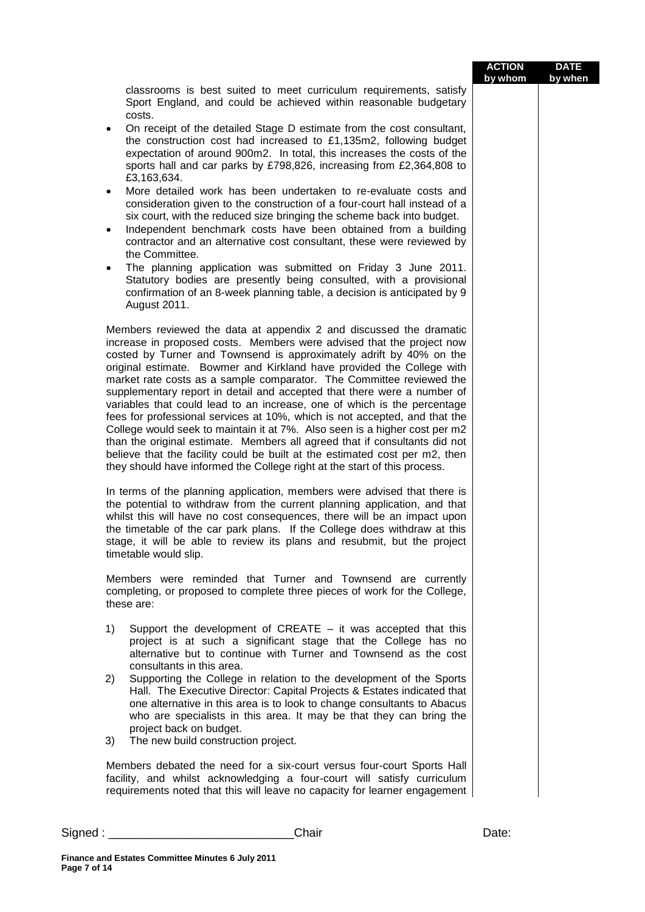| | ACTION by whom | DATE by when |
|---|---|---|

classrooms is best suited to meet curriculum requirements, satisfy Sport England, and could be achieved within reasonable budgetary costs.

- On receipt of the detailed Stage D estimate from the cost consultant, the construction cost had increased to £1,135m2, following budget expectation of around 900m2. In total, this increases the costs of the sports hall and car parks by £798,826, increasing from £2,364,808 to £3,163,634.
- More detailed work has been undertaken to re-evaluate costs and consideration given to the construction of a four-court hall instead of a six court, with the reduced size bringing the scheme back into budget.
- Independent benchmark costs have been obtained from a building contractor and an alternative cost consultant, these were reviewed by the Committee.
- The planning application was submitted on Friday 3 June 2011. Statutory bodies are presently being consulted, with a provisional confirmation of an 8-week planning table, a decision is anticipated by 9 August 2011.

Members reviewed the data at appendix 2 and discussed the dramatic increase in proposed costs. Members were advised that the project now costed by Turner and Townsend is approximately adrift by 40% on the original estimate. Bowmer and Kirkland have provided the College with market rate costs as a sample comparator. The Committee reviewed the supplementary report in detail and accepted that there were a number of variables that could lead to an increase, one of which is the percentage fees for professional services at 10%, which is not accepted, and that the College would seek to maintain it at 7%. Also seen is a higher cost per m2 than the original estimate. Members all agreed that if consultants did not believe that the facility could be built at the estimated cost per m2, then they should have informed the College right at the start of this process.

In terms of the planning application, members were advised that there is the potential to withdraw from the current planning application, and that whilst this will have no cost consequences, there will be an impact upon the timetable of the car park plans. If the College does withdraw at this stage, it will be able to review its plans and resubmit, but the project timetable would slip.

Members were reminded that Turner and Townsend are currently completing, or proposed to complete three pieces of work for the College, these are:

1) Support the development of CREATE – it was accepted that this project is at such a significant stage that the College has no alternative but to continue with Turner and Townsend as the cost consultants in this area.
2) Supporting the College in relation to the development of the Sports Hall. The Executive Director: Capital Projects & Estates indicated that one alternative in this area is to look to change consultants to Abacus who are specialists in this area. It may be that they can bring the project back on budget.
3) The new build construction project.

Members debated the need for a six-court versus four-court Sports Hall facility, and whilst acknowledging a four-court will satisfy curriculum requirements noted that this will leave no capacity for learner engagement

Signed : ____________________________Chair Date: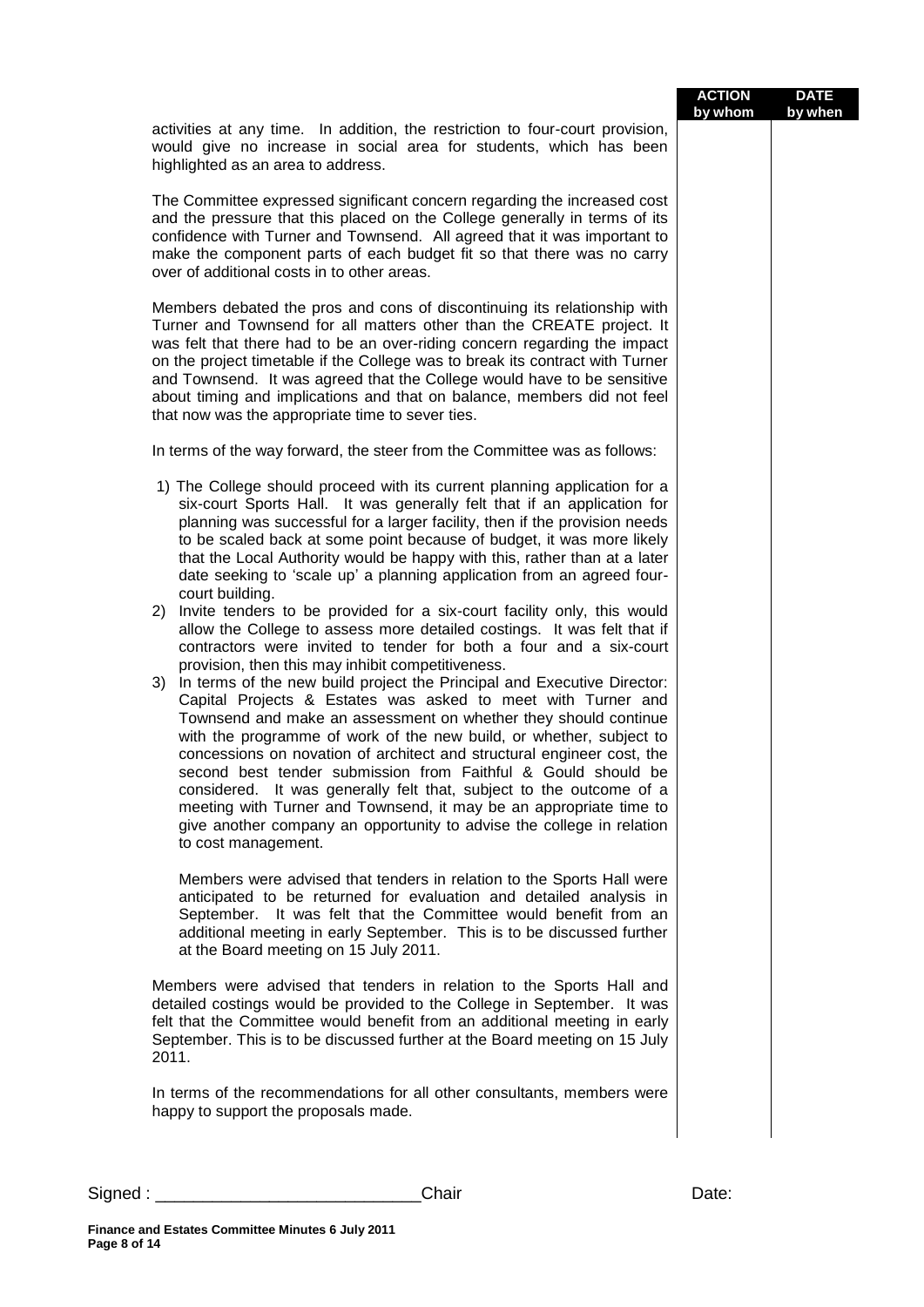| | ACTION by whom | DATE by when |
|---|---|---|
| activities at any time. In addition, the restriction to four-court provision, would give no increase in social area for students, which has been highlighted as an area to address. | | |

The Committee expressed significant concern regarding the increased cost and the pressure that this placed on the College generally in terms of its confidence with Turner and Townsend. All agreed that it was important to make the component parts of each budget fit so that there was no carry over of additional costs in to other areas.

Members debated the pros and cons of discontinuing its relationship with Turner and Townsend for all matters other than the CREATE project. It was felt that there had to be an over-riding concern regarding the impact on the project timetable if the College was to break its contract with Turner and Townsend. It was agreed that the College would have to be sensitive about timing and implications and that on balance, members did not feel that now was the appropriate time to sever ties.

In terms of the way forward, the steer from the Committee was as follows:

1) The College should proceed with its current planning application for a six-court Sports Hall. It was generally felt that if an application for planning was successful for a larger facility, then if the provision needs to be scaled back at some point because of budget, it was more likely that the Local Authority would be happy with this, rather than at a later date seeking to 'scale up' a planning application from an agreed four-court building.
2) Invite tenders to be provided for a six-court facility only, this would allow the College to assess more detailed costings. It was felt that if contractors were invited to tender for both a four and a six-court provision, then this may inhibit competitiveness.
3) In terms of the new build project the Principal and Executive Director: Capital Projects & Estates was asked to meet with Turner and Townsend and make an assessment on whether they should continue with the programme of work of the new build, or whether, subject to concessions on novation of architect and structural engineer cost, the second best tender submission from Faithful & Gould should be considered. It was generally felt that, subject to the outcome of a meeting with Turner and Townsend, it may be an appropriate time to give another company an opportunity to advise the college in relation to cost management.

   Members were advised that tenders in relation to the Sports Hall were anticipated to be returned for evaluation and detailed analysis in September. It was felt that the Committee would benefit from an additional meeting in early September. This is to be discussed further at the Board meeting on 15 July 2011.

Members were advised that tenders in relation to the Sports Hall and detailed costings would be provided to the College in September. It was felt that the Committee would benefit from an additional meeting in early September. This is to be discussed further at the Board meeting on 15 July 2011.

In terms of the recommendations for all other consultants, members were happy to support the proposals made.

Signed : ____________________________Chair Date:

**Finance and Estates Committee Minutes 6 July 2011**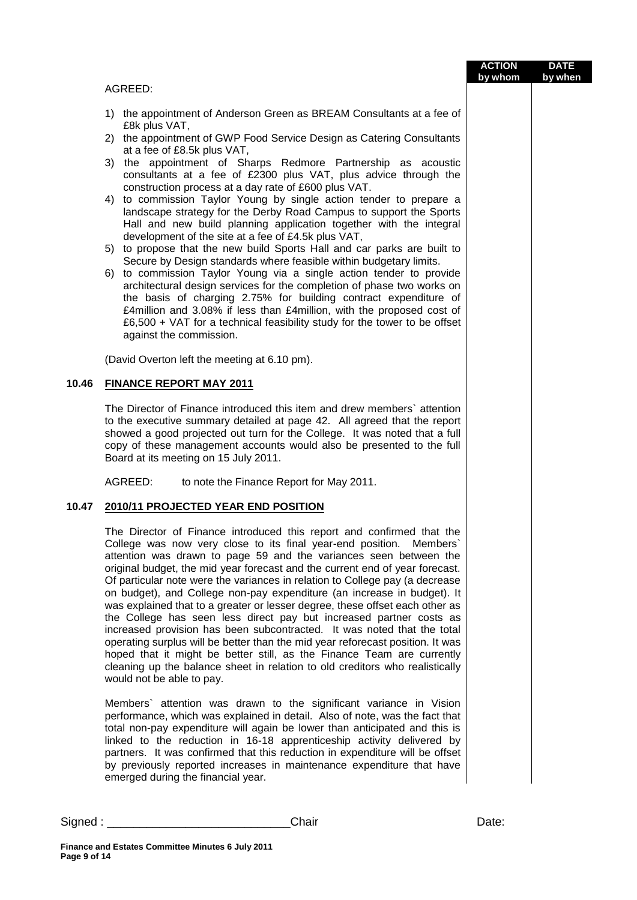| | ACTION by whom | DATE by when |
|---|---|---|

AGREED:

1) the appointment of Anderson Green as BREAM Consultants at a fee of £8k plus VAT,
2) the appointment of GWP Food Service Design as Catering Consultants at a fee of £8.5k plus VAT,
3) the appointment of Sharps Redmore Partnership as acoustic consultants at a fee of £2300 plus VAT, plus advice through the construction process at a day rate of £600 plus VAT.
4) to commission Taylor Young by single action tender to prepare a landscape strategy for the Derby Road Campus to support the Sports Hall and new build planning application together with the integral development of the site at a fee of £4.5k plus VAT,
5) to propose that the new build Sports Hall and car parks are built to Secure by Design standards where feasible within budgetary limits.
6) to commission Taylor Young via a single action tender to provide architectural design services for the completion of phase two works on the basis of charging 2.75% for building contract expenditure of £4million and 3.08% if less than £4million, with the proposed cost of £6,500 + VAT for a technical feasibility study for the tower to be offset against the commission.

(David Overton left the meeting at 6.10 pm).

## 10.46 FINANCE REPORT MAY 2011

The Director of Finance introduced this item and drew members` attention to the executive summary detailed at page 42. All agreed that the report showed a good projected out turn for the College. It was noted that a full copy of these management accounts would also be presented to the full Board at its meeting on 15 July 2011.

AGREED: to note the Finance Report for May 2011.

## 10.47 2010/11 PROJECTED YEAR END POSITION

The Director of Finance introduced this report and confirmed that the College was now very close to its final year-end position. Members` attention was drawn to page 59 and the variances seen between the original budget, the mid year forecast and the current end of year forecast. Of particular note were the variances in relation to College pay (a decrease on budget), and College non-pay expenditure (an increase in budget). It was explained that to a greater or lesser degree, these offset each other as the College has seen less direct pay but increased partner costs as increased provision has been subcontracted. It was noted that the total operating surplus will be better than the mid year reforecast position. It was hoped that it might be better still, as the Finance Team are currently cleaning up the balance sheet in relation to old creditors who realistically would not be able to pay.

Members` attention was drawn to the significant variance in Vision performance, which was explained in detail. Also of note, was the fact that total non-pay expenditure will again be lower than anticipated and this is linked to the reduction in 16-18 apprenticeship activity delivered by partners. It was confirmed that this reduction in expenditure will be offset by previously reported increases in maintenance expenditure that have emerged during the financial year.

Signed : ____________________________Chair Date: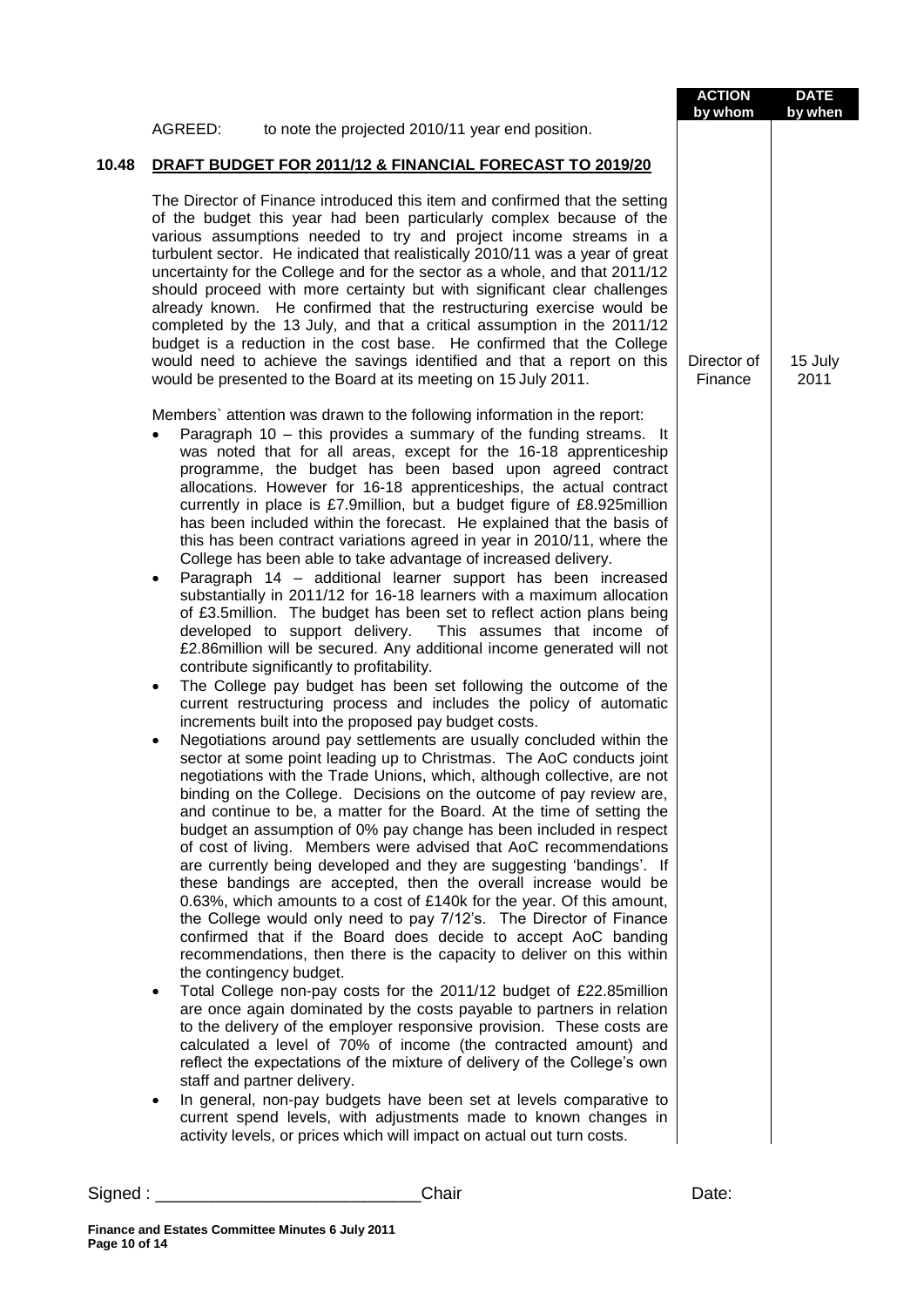| | | ACTION by whom | DATE by when |
|---|---|---|---|
| | AGREED: to note the projected 2010/11 year end position. | | |

**10.48 DRAFT BUDGET FOR 2011/12 & FINANCIAL FORECAST TO 2019/20**

The Director of Finance introduced this item and confirmed that the setting of the budget this year had been particularly complex because of the various assumptions needed to try and project income streams in a turbulent sector. He indicated that realistically 2010/11 was a year of great uncertainty for the College and for the sector as a whole, and that 2011/12 should proceed with more certainty but with significant clear challenges already known. He confirmed that the restructuring exercise would be completed by the 13 July, and that a critical assumption in the 2011/12 budget is a reduction in the cost base. He confirmed that the College would need to achieve the savings identified and that a report on this would be presented to the Board at its meeting on 15 July 2011. — **Action:** Director of Finance — **Date:** 15 July 2011

Members` attention was drawn to the following information in the report:

- Paragraph 10 – this provides a summary of the funding streams. It was noted that for all areas, except for the 16-18 apprenticeship programme, the budget has been based upon agreed contract allocations. However for 16-18 apprenticeships, the actual contract currently in place is £7.9million, but a budget figure of £8.925million has been included within the forecast. He explained that the basis of this has been contract variations agreed in year in 2010/11, where the College has been able to take advantage of increased delivery.
- Paragraph 14 – additional learner support has been increased substantially in 2011/12 for 16-18 learners with a maximum allocation of £3.5million. The budget has been set to reflect action plans being developed to support delivery. This assumes that income of £2.86million will be secured. Any additional income generated will not contribute significantly to profitability.
- The College pay budget has been set following the outcome of the current restructuring process and includes the policy of automatic increments built into the proposed pay budget costs.
- Negotiations around pay settlements are usually concluded within the sector at some point leading up to Christmas. The AoC conducts joint negotiations with the Trade Unions, which, although collective, are not binding on the College. Decisions on the outcome of pay review are, and continue to be, a matter for the Board. At the time of setting the budget an assumption of 0% pay change has been included in respect of cost of living. Members were advised that AoC recommendations are currently being developed and they are suggesting 'bandings'. If these bandings are accepted, then the overall increase would be 0.63%, which amounts to a cost of £140k for the year. Of this amount, the College would only need to pay 7/12's. The Director of Finance confirmed that if the Board does decide to accept AoC banding recommendations, then there is the capacity to deliver on this within the contingency budget.
- Total College non-pay costs for the 2011/12 budget of £22.85million are once again dominated by the costs payable to partners in relation to the delivery of the employer responsive provision. These costs are calculated a level of 70% of income (the contracted amount) and reflect the expectations of the mixture of delivery of the College's own staff and partner delivery.
- In general, non-pay budgets have been set at levels comparative to current spend levels, with adjustments made to known changes in activity levels, or prices which will impact on actual out turn costs.

Signed : \_\_\_\_\_\_\_\_\_\_\_\_\_\_\_\_\_\_\_\_\_\_\_\_\_\_\_\_Chair Date:

**Finance and Estates Committee Minutes 6 July 2011**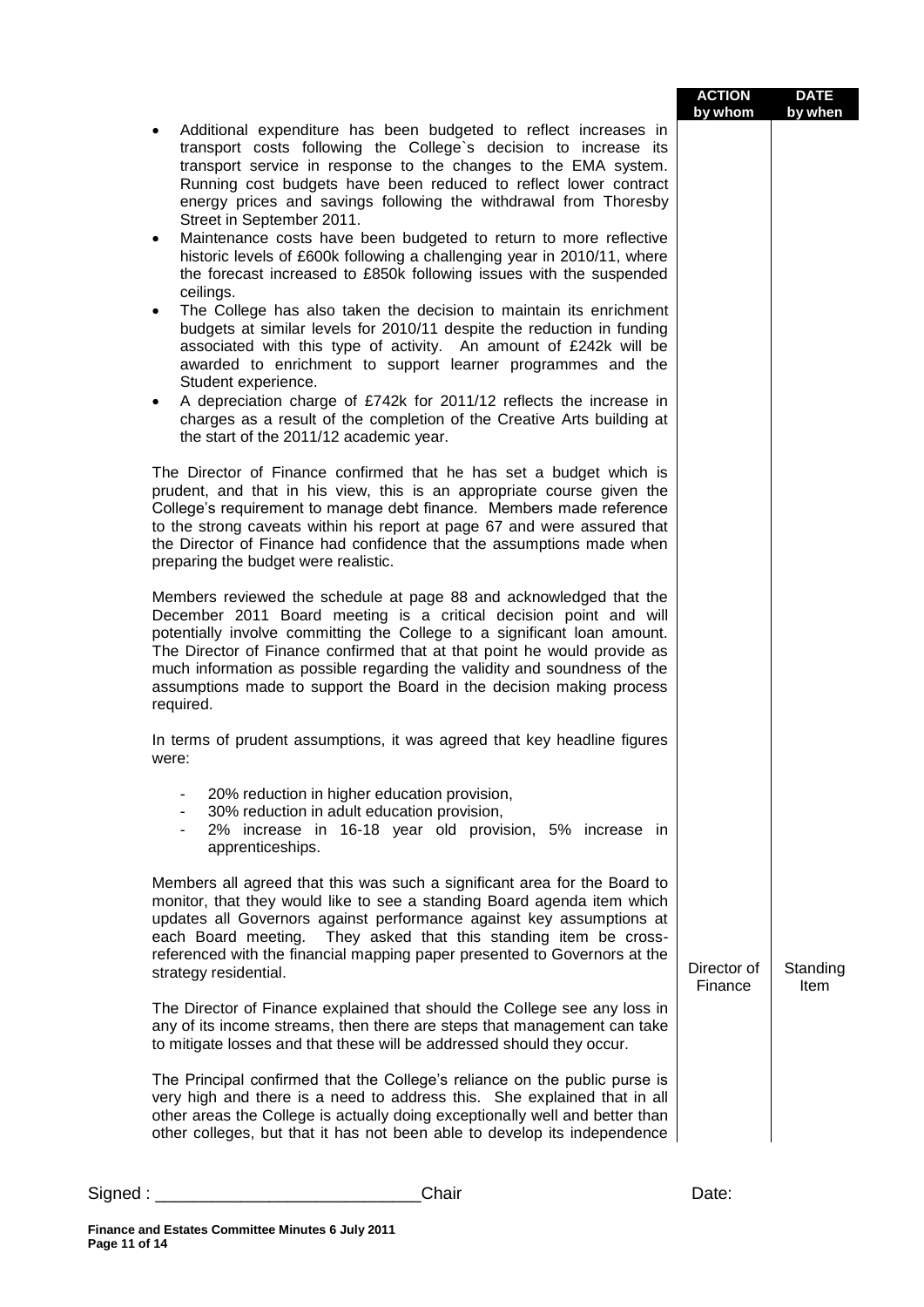| | ACTION by whom | DATE by when |
|---|---|---|
| • Additional expenditure has been budgeted to reflect increases in transport costs following the College`s decision to increase its transport service in response to the changes to the EMA system. Running cost budgets have been reduced to reflect lower contract energy prices and savings following the withdrawal from Thoresby Street in September 2011.<br>• Maintenance costs have been budgeted to return to more reflective historic levels of £600k following a challenging year in 2010/11, where the forecast increased to £850k following issues with the suspended ceilings.<br>• The College has also taken the decision to maintain its enrichment budgets at similar levels for 2010/11 despite the reduction in funding associated with this type of activity. An amount of £242k will be awarded to enrichment to support learner programmes and the Student experience.<br>• A depreciation charge of £742k for 2011/12 reflects the increase in charges as a result of the completion of the Creative Arts building at the start of the 2011/12 academic year. | | |
| The Director of Finance confirmed that he has set a budget which is prudent, and that in his view, this is an appropriate course given the College's requirement to manage debt finance. Members made reference to the strong caveats within his report at page 67 and were assured that the Director of Finance had confidence that the assumptions made when preparing the budget were realistic. | | |
| Members reviewed the schedule at page 88 and acknowledged that the December 2011 Board meeting is a critical decision point and will potentially involve committing the College to a significant loan amount. The Director of Finance confirmed that at that point he would provide as much information as possible regarding the validity and soundness of the assumptions made to support the Board in the decision making process required. | | |
| In terms of prudent assumptions, it was agreed that key headline figures were:<br>- 20% reduction in higher education provision,<br>- 30% reduction in adult education provision,<br>- 2% increase in 16-18 year old provision, 5% increase in apprenticeships. | | |
| Members all agreed that this was such a significant area for the Board to monitor, that they would like to see a standing Board agenda item which updates all Governors against performance against key assumptions at each Board meeting. They asked that this standing item be cross-referenced with the financial mapping paper presented to Governors at the strategy residential. | Director of Finance | Standing Item |
| The Director of Finance explained that should the College see any loss in any of its income streams, then there are steps that management can take to mitigate losses and that these will be addressed should they occur. | | |
| The Principal confirmed that the College's reliance on the public purse is very high and there is a need to address this. She explained that in all other areas the College is actually doing exceptionally well and better than other colleges, but that it has not been able to develop its independence | | |

Signed : ____________________________Chair Date:

**Finance and Estates Committee Minutes 6 July 2011**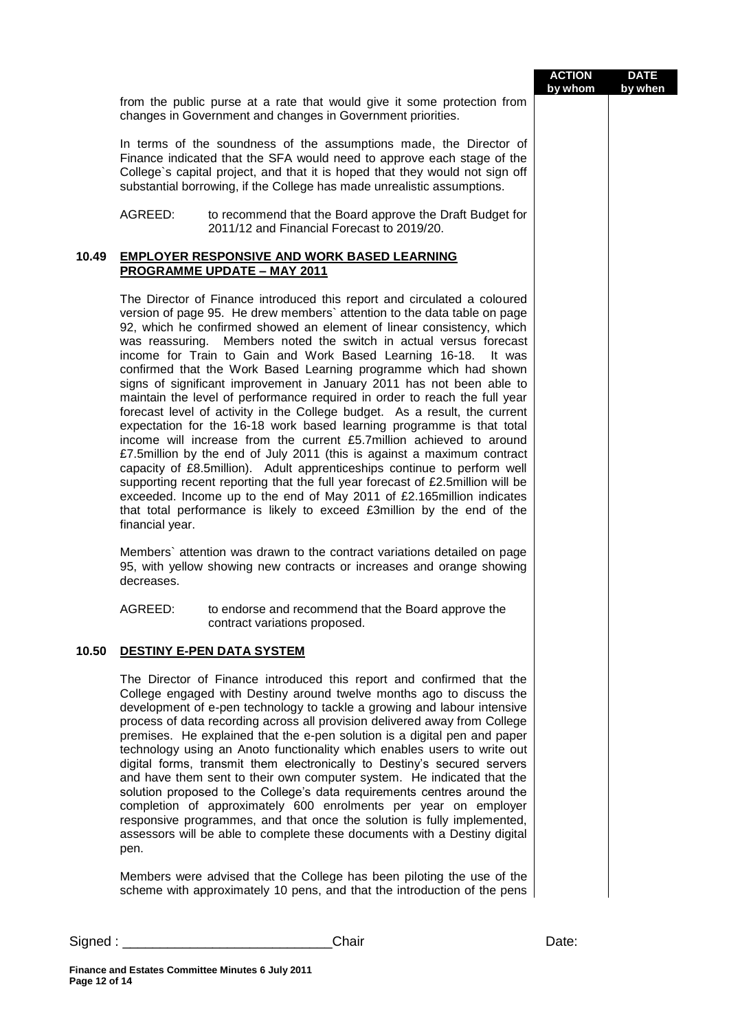from the public purse at a rate that would give it some protection from changes in Government and changes in Government priorities.

In terms of the soundness of the assumptions made, the Director of Finance indicated that the SFA would need to approve each stage of the College`s capital project, and that it is hoped that they would not sign off substantial borrowing, if the College has made unrealistic assumptions.

AGREED: to recommend that the Board approve the Draft Budget for 2011/12 and Financial Forecast to 2019/20.

## 10.49 EMPLOYER RESPONSIVE AND WORK BASED LEARNING PROGRAMME UPDATE – MAY 2011

The Director of Finance introduced this report and circulated a coloured version of page 95. He drew members` attention to the data table on page 92, which he confirmed showed an element of linear consistency, which was reassuring. Members noted the switch in actual versus forecast income for Train to Gain and Work Based Learning 16-18. It was confirmed that the Work Based Learning programme which had shown signs of significant improvement in January 2011 has not been able to maintain the level of performance required in order to reach the full year forecast level of activity in the College budget. As a result, the current expectation for the 16-18 work based learning programme is that total income will increase from the current £5.7million achieved to around £7.5million by the end of July 2011 (this is against a maximum contract capacity of £8.5million). Adult apprenticeships continue to perform well supporting recent reporting that the full year forecast of £2.5million will be exceeded. Income up to the end of May 2011 of £2.165million indicates that total performance is likely to exceed £3million by the end of the financial year.

Members` attention was drawn to the contract variations detailed on page 95, with yellow showing new contracts or increases and orange showing decreases.

AGREED: to endorse and recommend that the Board approve the contract variations proposed.

## 10.50 DESTINY E-PEN DATA SYSTEM

The Director of Finance introduced this report and confirmed that the College engaged with Destiny around twelve months ago to discuss the development of e-pen technology to tackle a growing and labour intensive process of data recording across all provision delivered away from College premises. He explained that the e-pen solution is a digital pen and paper technology using an Anoto functionality which enables users to write out digital forms, transmit them electronically to Destiny's secured servers and have them sent to their own computer system. He indicated that the solution proposed to the College's data requirements centres around the completion of approximately 600 enrolments per year on employer responsive programmes, and that once the solution is fully implemented, assessors will be able to complete these documents with a Destiny digital pen.

Members were advised that the College has been piloting the use of the scheme with approximately 10 pens, and that the introduction of the pens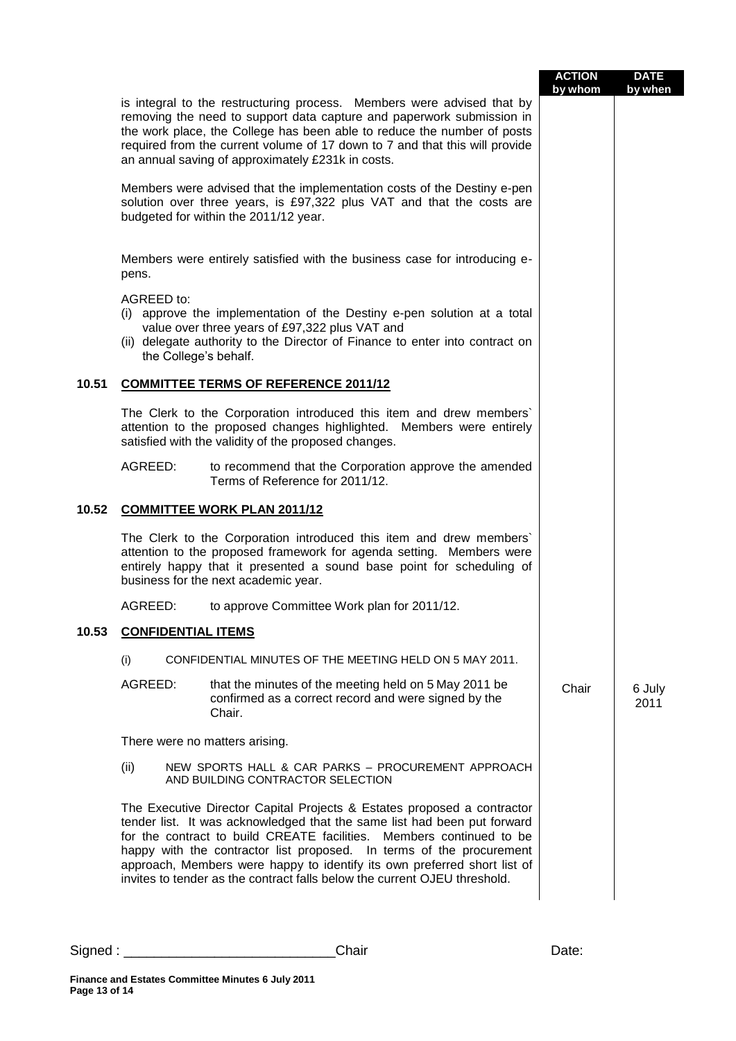| | | ACTION by whom | DATE by when |
|---|---|---|---|
| | is integral to the restructuring process. Members were advised that by removing the need to support data capture and paperwork submission in the work place, the College has been able to reduce the number of posts required from the current volume of 17 down to 7 and that this will provide an annual saving of approximately £231k in costs. | | |
| | Members were advised that the implementation costs of the Destiny e-pen solution over three years, is £97,322 plus VAT and that the costs are budgeted for within the 2011/12 year. | | |
| | Members were entirely satisfied with the business case for introducing e-pens. | | |
| | AGREED to:<br>(i) approve the implementation of the Destiny e-pen solution at a total value over three years of £97,322 plus VAT and<br>(ii) delegate authority to the Director of Finance to enter into contract on the College's behalf. | | |
| **10.51** | **COMMITTEE TERMS OF REFERENCE 2011/12** | | |
| | The Clerk to the Corporation introduced this item and drew members` attention to the proposed changes highlighted. Members were entirely satisfied with the validity of the proposed changes. | | |
| | AGREED: to recommend that the Corporation approve the amended Terms of Reference for 2011/12. | | |
| **10.52** | **COMMITTEE WORK PLAN 2011/12** | | |
| | The Clerk to the Corporation introduced this item and drew members` attention to the proposed framework for agenda setting. Members were entirely happy that it presented a sound base point for scheduling of business for the next academic year. | | |
| | AGREED: to approve Committee Work plan for 2011/12. | | |
| **10.53** | **CONFIDENTIAL ITEMS** | | |
| | (i) CONFIDENTIAL MINUTES OF THE MEETING HELD ON 5 MAY 2011. | | |
| | AGREED: that the minutes of the meeting held on 5 May 2011 be confirmed as a correct record and were signed by the Chair. | Chair | 6 July 2011 |
| | There were no matters arising. | | |
| | (ii) NEW SPORTS HALL & CAR PARKS – PROCUREMENT APPROACH AND BUILDING CONTRACTOR SELECTION | | |
| | The Executive Director Capital Projects & Estates proposed a contractor tender list. It was acknowledged that the same list had been put forward for the contract to build CREATE facilities. Members continued to be happy with the contractor list proposed. In terms of the procurement approach, Members were happy to identify its own preferred short list of invites to tender as the contract falls below the current OJEU threshold. | | |

Signed : ____________________________Chair Date:

**Finance and Estates Committee Minutes 6 July 2011**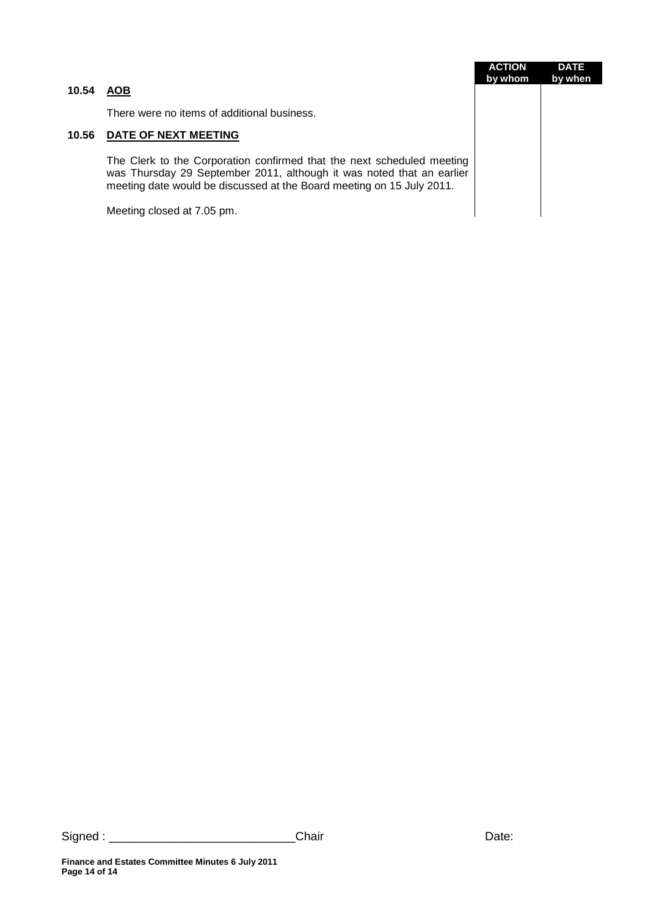| | ACTION by whom | DATE by when |
|---|---|---|
| **10.54 AOB** | | |
| There were no items of additional business. | | |
| **10.56 DATE OF NEXT MEETING** | | |
| The Clerk to the Corporation confirmed that the next scheduled meeting was Thursday 29 September 2011, although it was noted that an earlier meeting date would be discussed at the Board meeting on 15 July 2011. | | |
| Meeting closed at 7.05 pm. | | |

Signed : ___________________________Chair Date: